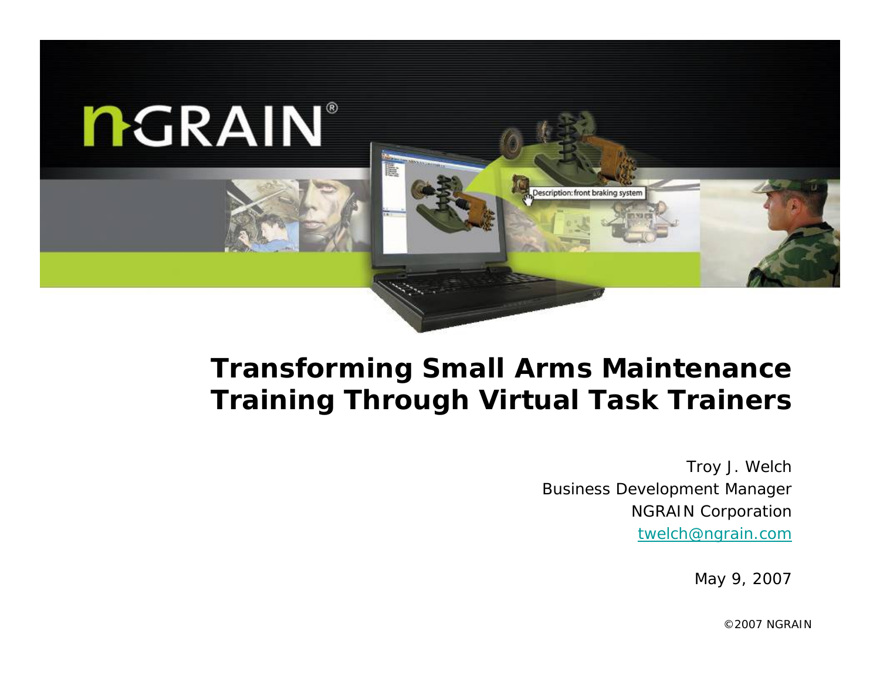# Transforming Small Arms Maintenance Training Through Virtual Task Trainers

Troy J. Welch
Business Development Manager
NGRAIN Corporation
twelch@ngrain.com

May 9, 2007

©2007 NGRAIN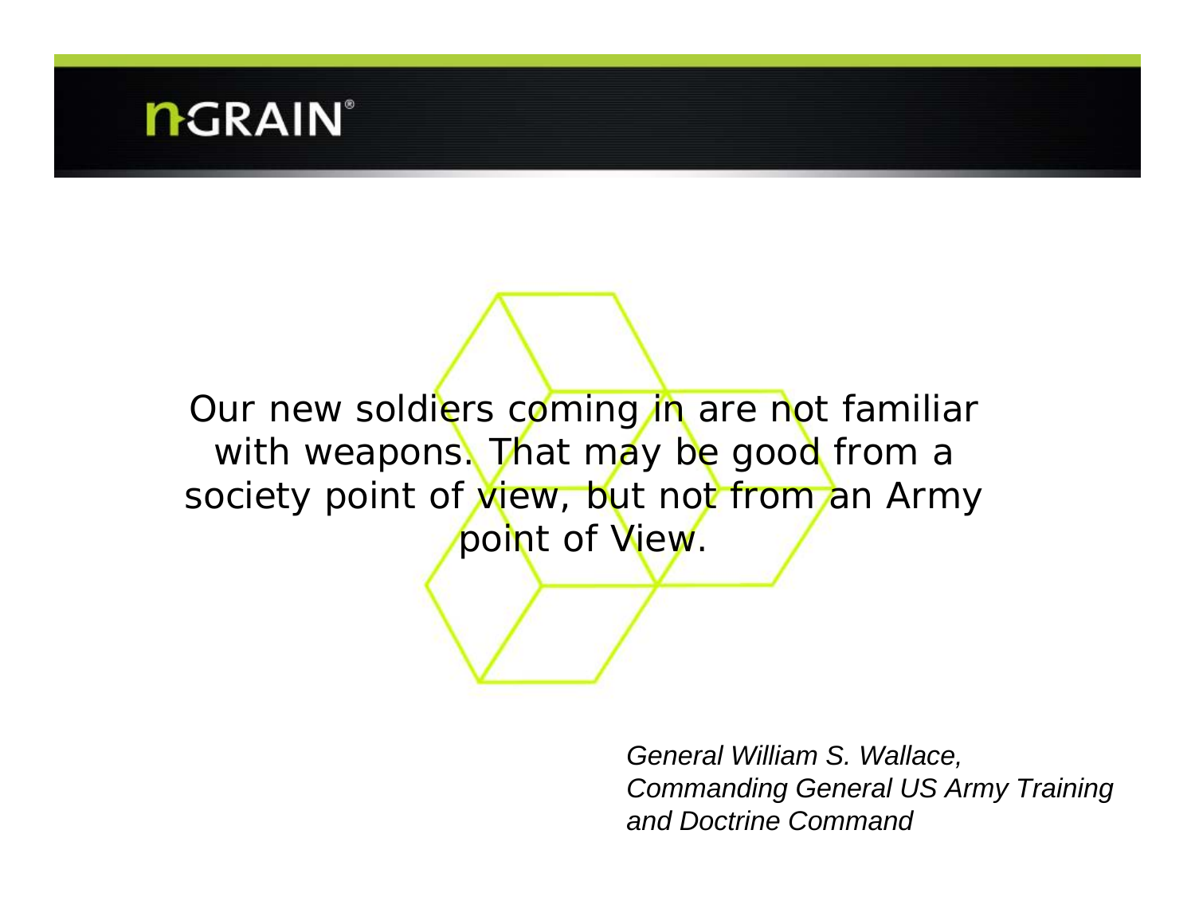Our new soldiers coming in are not familiar with weapons. That may be good from a society point of view, but not from an Army point of View.

*General William S. Wallace,*
*Commanding General US Army Training and Doctrine Command*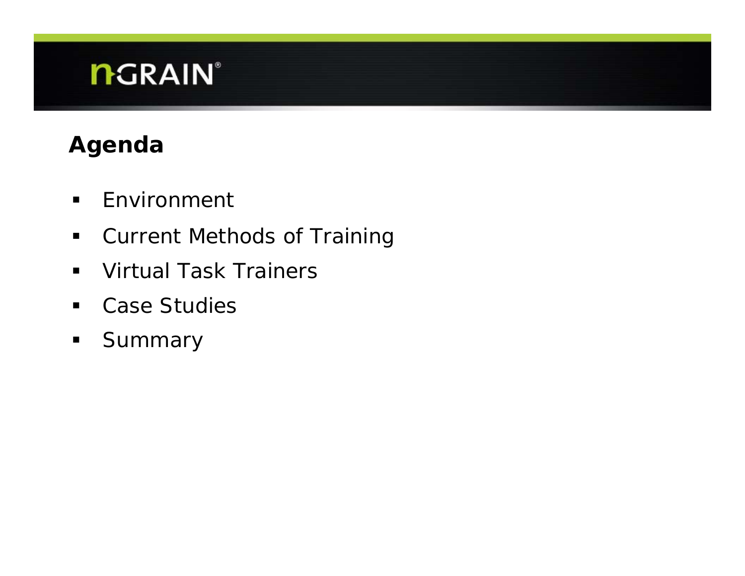## Agenda

- Environment
- Current Methods of Training
- Virtual Task Trainers
- Case Studies
- Summary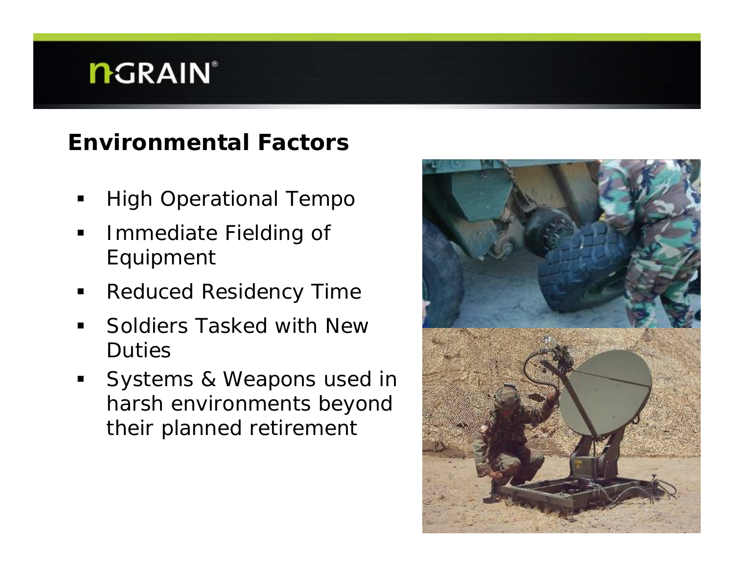## Environmental Factors

- High Operational Tempo
- Immediate Fielding of Equipment
- Reduced Residency Time
- Soldiers Tasked with New Duties
- Systems & Weapons used in harsh environments beyond their planned retirement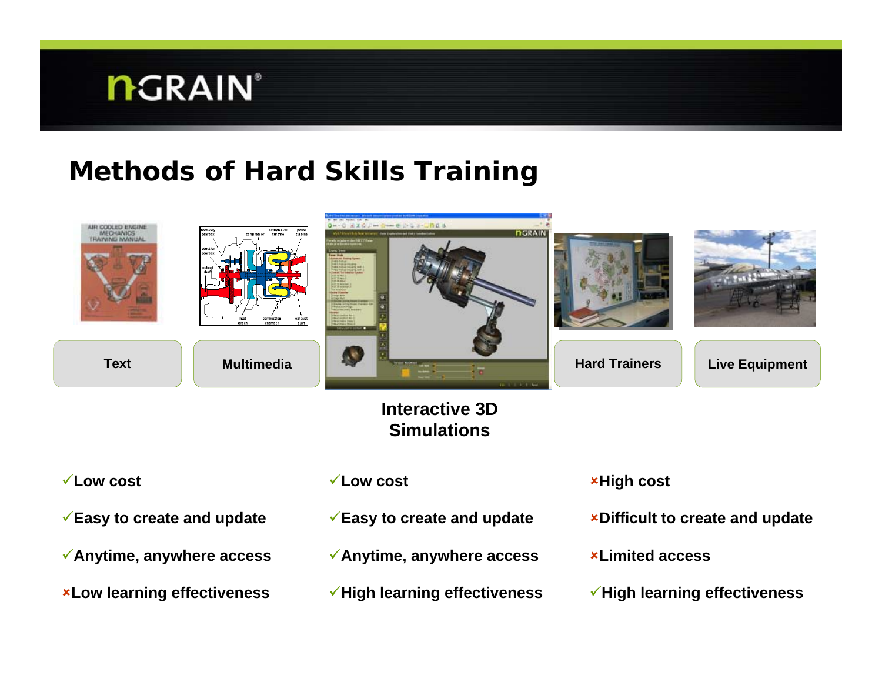# Methods of Hard Skills Training

| Text / Multimedia | Interactive 3D Simulations | Hard Trainers / Live Equipment |
| --- | --- | --- |
| ✓Low cost | ✓Low cost | ×High cost |
| ✓Easy to create and update | ✓Easy to create and update | ×Difficult to create and update |
| ✓Anytime, anywhere access | ✓Anytime, anywhere access | ×Limited access |
| ×Low learning effectiveness | ✓High learning effectiveness | ✓High learning effectiveness |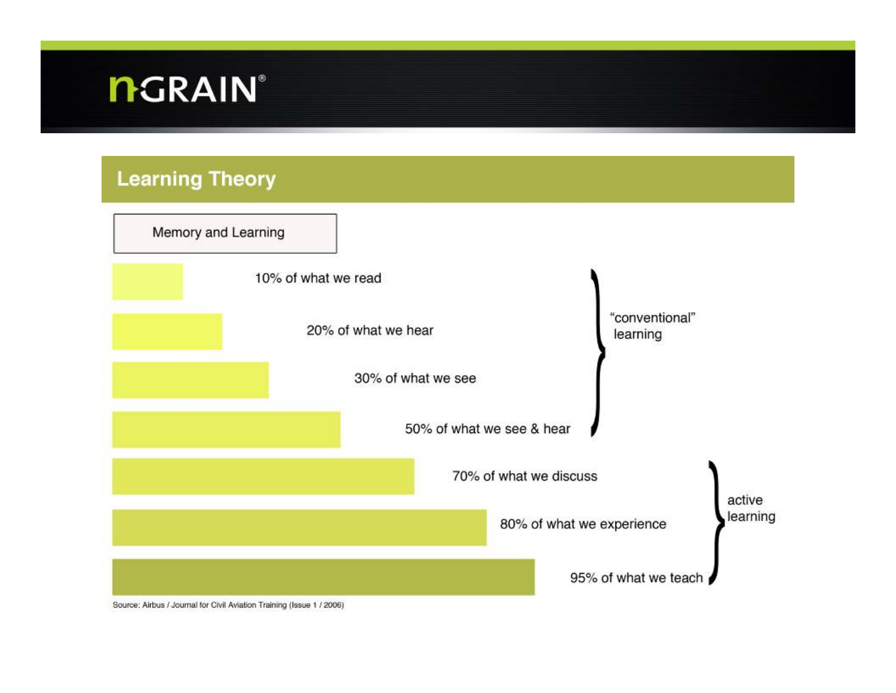## Learning Theory

**Memory and Learning**

- 10% of what we read
- 20% of what we hear
- 30% of what we see
- 50% of what we see & hear

} "conventional" learning

- 70% of what we discuss
- 80% of what we experience
- 95% of what we teach

} active learning

Source: Airbus / Journal for Civil Aviation Training (Issue 1 / 2006)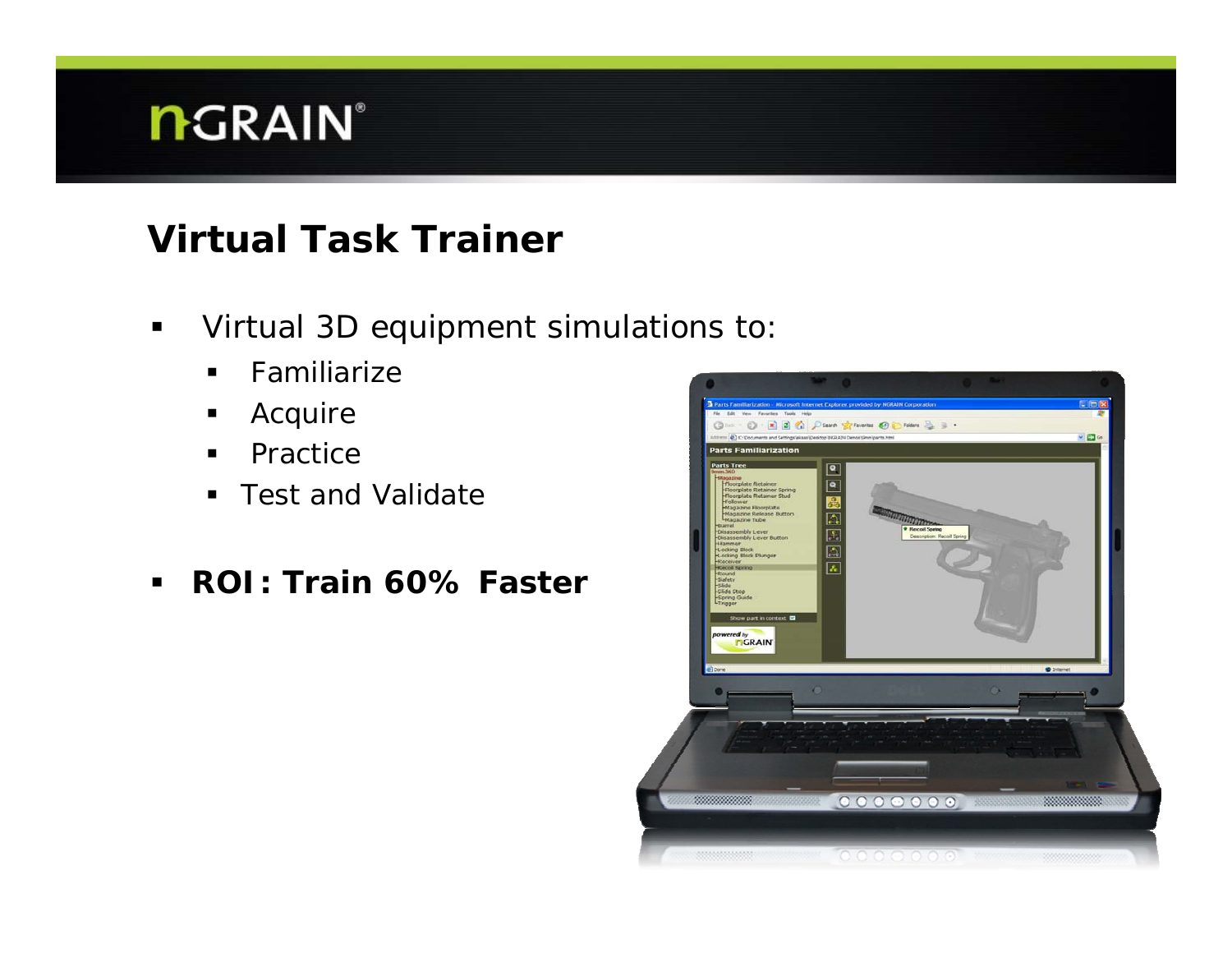## Virtual Task Trainer

- Virtual 3D equipment simulations to:
  - Familiarize
  - Acquire
  - Practice
  - Test and Validate
- **ROI: Train 60% Faster**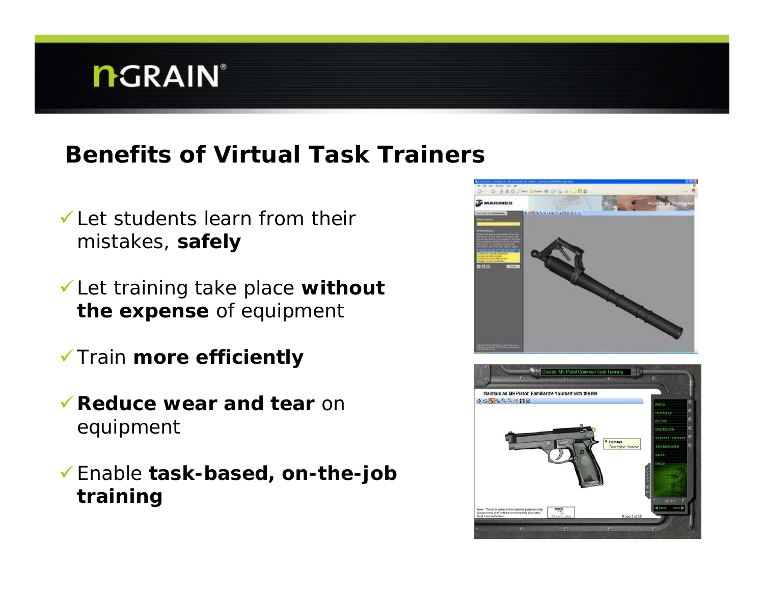## Benefits of Virtual Task Trainers

- ✓ Let students learn from their mistakes, **safely**
- ✓ Let training take place **without the expense** of equipment
- ✓ Train **more efficiently**
- ✓ **Reduce wear and tear** on equipment
- ✓ Enable **task-based, on-the-job training**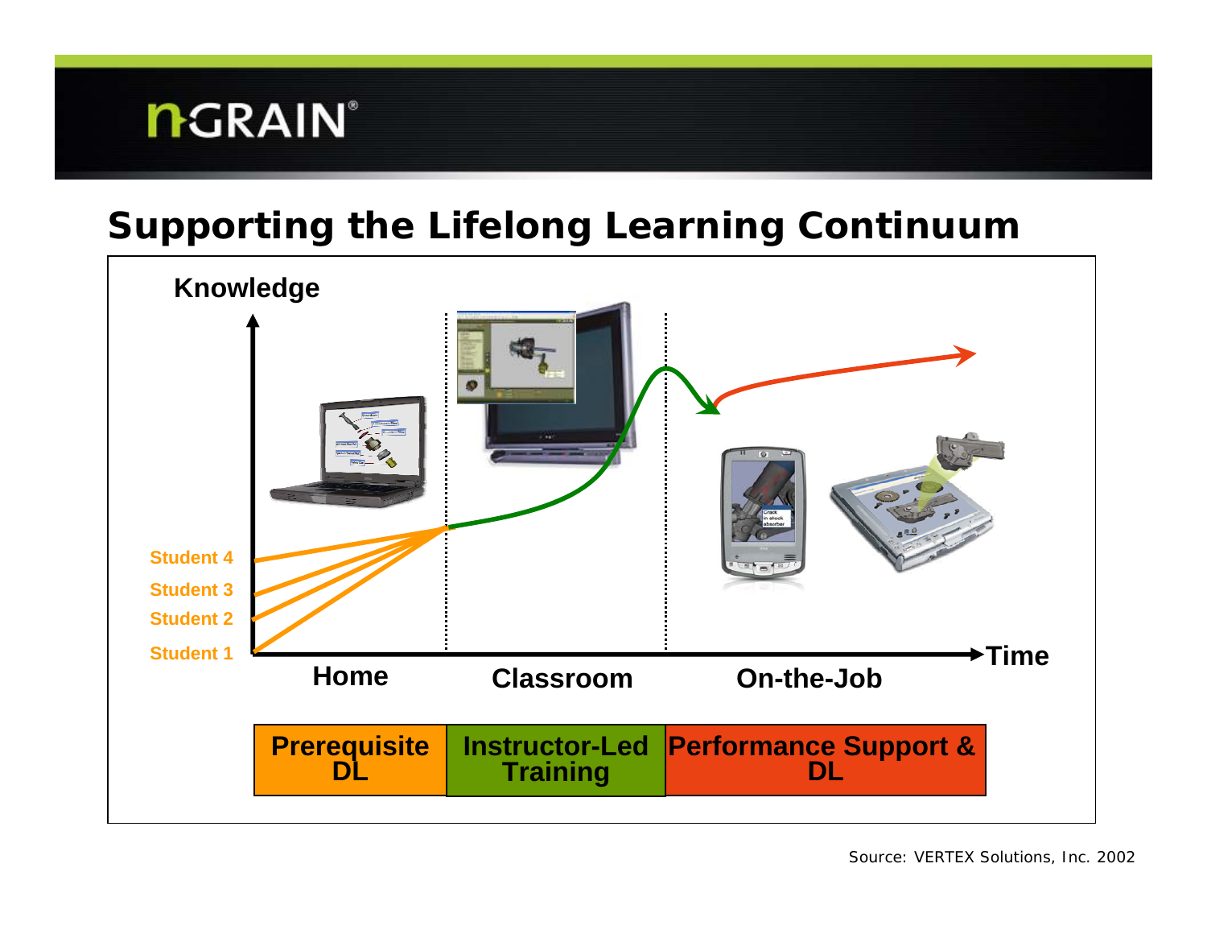## Supporting the Lifelong Learning Continuum

Knowledge

Student 4

Student 3

Student 2

Student 1

Time

Home | Classroom | On-the-Job

| Prerequisite DL | Instructor-Led Training | Performance Support & DL |
|---|---|---|

Source: VERTEX Solutions, Inc. 2002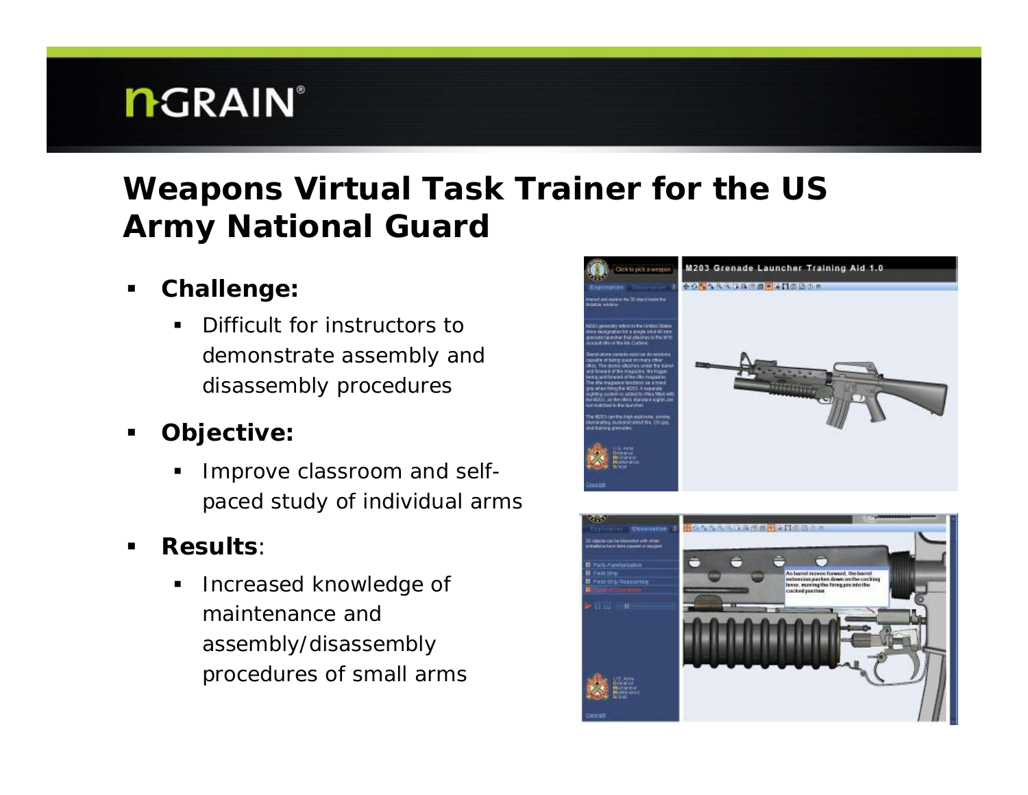# Weapons Virtual Task Trainer for the US Army National Guard

- **Challenge:**
  - Difficult for instructors to demonstrate assembly and disassembly procedures
- **Objective:**
  - Improve classroom and self-paced study of individual arms
- **Results**:
  - Increased knowledge of maintenance and assembly/disassembly procedures of small arms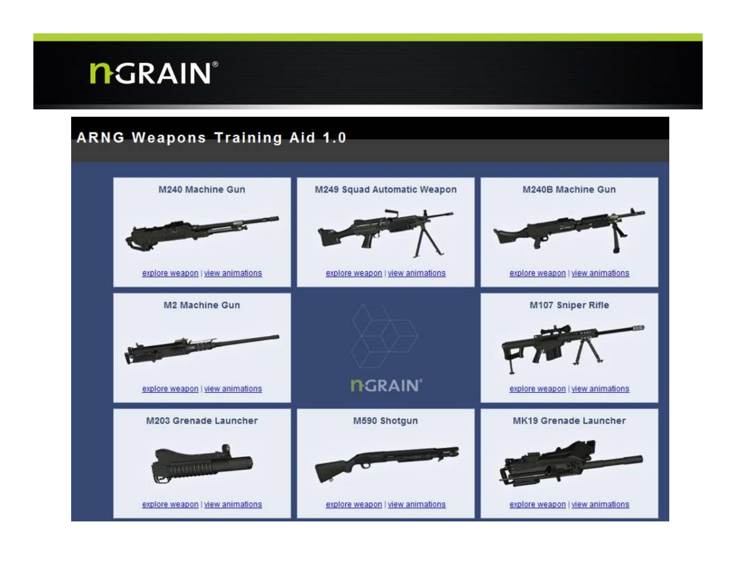# ARNG Weapons Training Aid 1.0

| M240 Machine Gun | M249 Squad Automatic Weapon | M240B Machine Gun |
| --- | --- | --- |
| explore weapon \| view animations | explore weapon \| view animations | explore weapon \| view animations |
| **M2 Machine Gun** | NGRAIN® | **M107 Sniper Rifle** |
| explore weapon \| view animations | | explore weapon \| view animations |
| **M203 Grenade Launcher** | **M590 Shotgun** | **MK19 Grenade Launcher** |
| explore weapon \| view animations | explore weapon \| view animations | explore weapon \| view animations |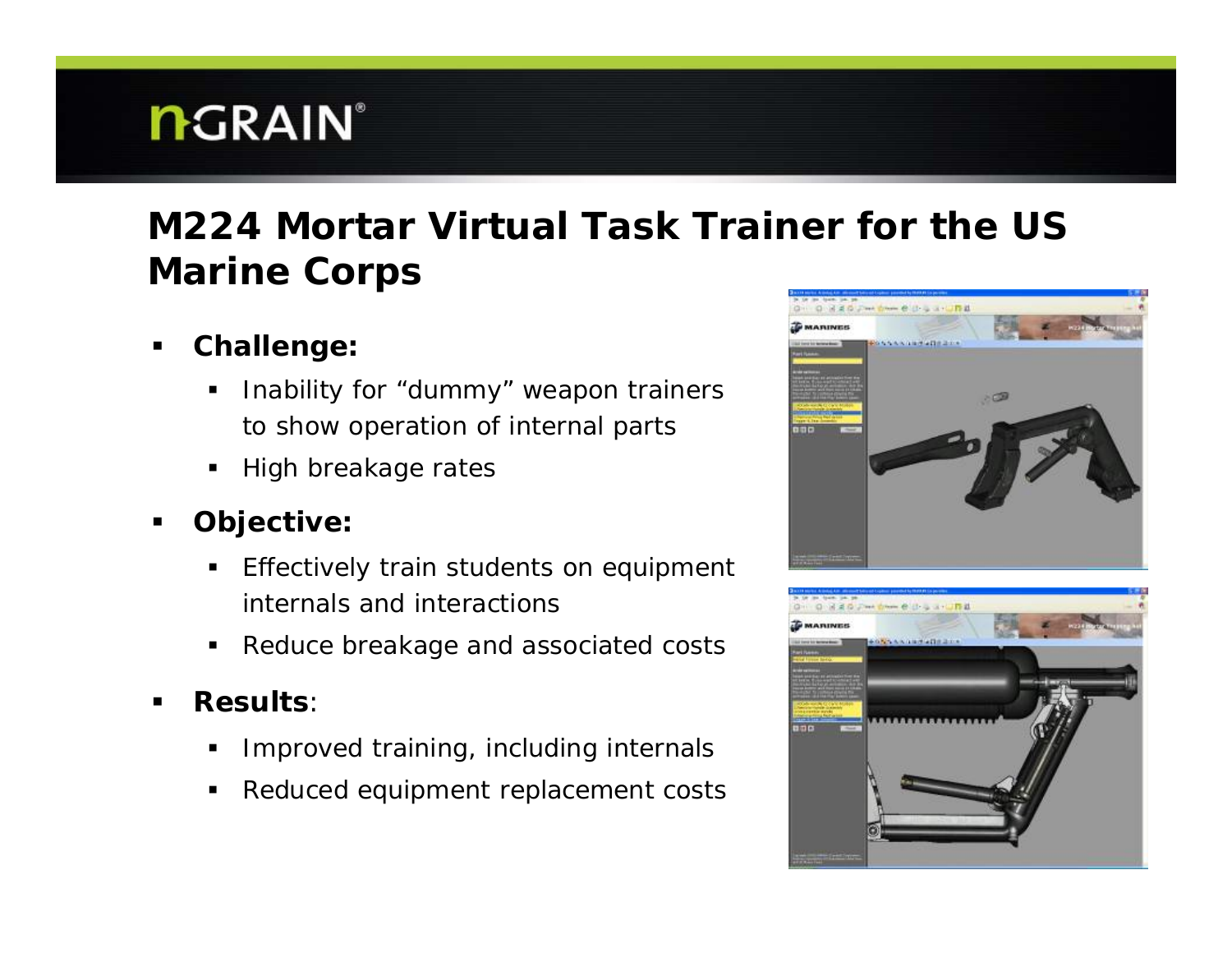# M224 Mortar Virtual Task Trainer for the US Marine Corps

- **Challenge:**
  - Inability for “dummy” weapon trainers to show operation of internal parts
  - High breakage rates
- **Objective:**
  - Effectively train students on equipment internals and interactions
  - Reduce breakage and associated costs
- **Results**:
  - Improved training, including internals
  - Reduced equipment replacement costs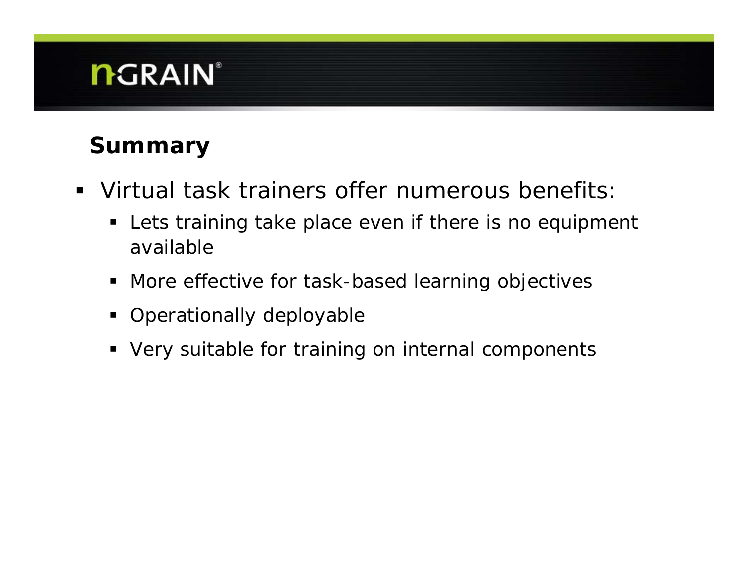## Summary

- Virtual task trainers offer numerous benefits:
  - Lets training take place even if there is no equipment available
  - More effective for task-based learning objectives
  - Operationally deployable
  - Very suitable for training on internal components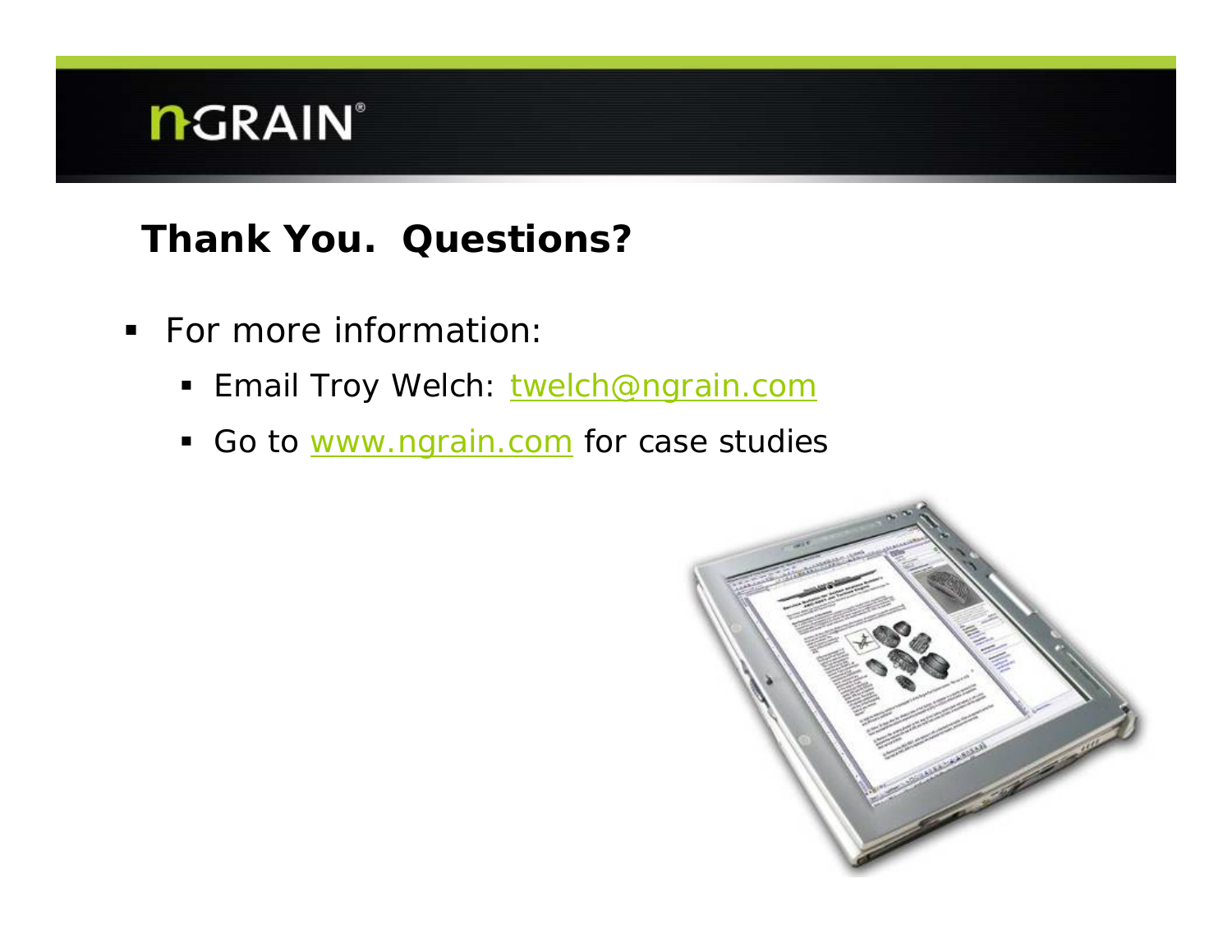## Thank You. Questions?

- For more information:
  - Email Troy Welch: twelch@ngrain.com
  - Go to www.ngrain.com for case studies